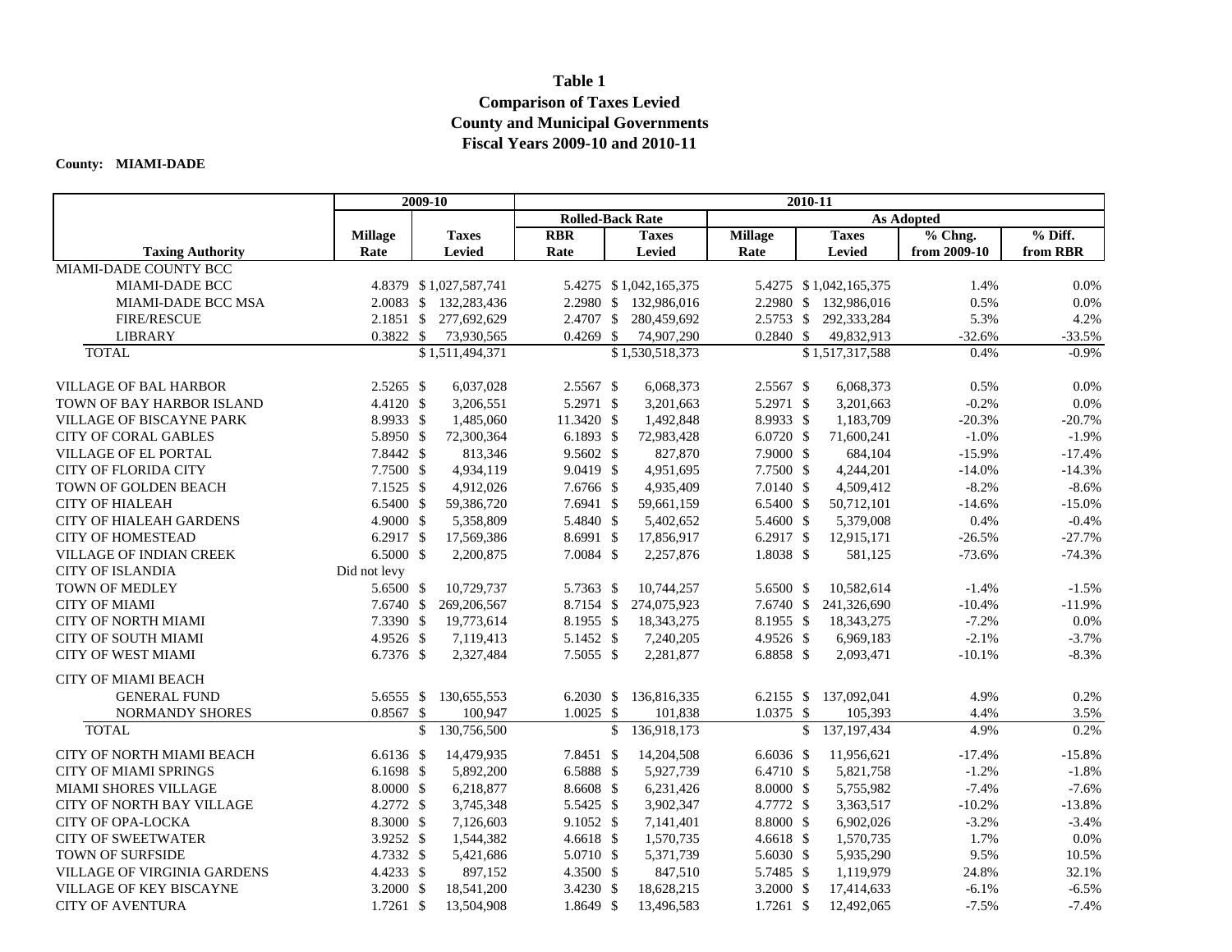# Table 1
## Comparison of Taxes Levied
## County and Municipal Governments
## Fiscal Years 2009-10 and 2010-11

**County: MIAMI-DADE**

| | 2009-10 | | 2010-11 | | | | | |
|---|---|---|---|---|---|---|---|---|
| | | | Rolled-Back Rate | | As Adopted | | | |
| Taxing Authority | Millage Rate | Taxes Levied | RBR Rate | Taxes Levied | Millage Rate | Taxes Levied | % Chng. from 2009-10 | % Diff. from RBR |
| MIAMI-DADE COUNTY BCC | | | | | | | | |
| MIAMI-DADE BCC | 4.8379 | $ 1,027,587,741 | 5.4275 | $ 1,042,165,375 | 5.4275 | $ 1,042,165,375 | 1.4% | 0.0% |
| MIAMI-DADE BCC MSA | 2.0083 | $ 132,283,436 | 2.2980 | $ 132,986,016 | 2.2980 | $ 132,986,016 | 0.5% | 0.0% |
| FIRE/RESCUE | 2.1851 | $ 277,692,629 | 2.4707 | $ 280,459,692 | 2.5753 | $ 292,333,284 | 5.3% | 4.2% |
| LIBRARY | 0.3822 | $ 73,930,565 | 0.4269 | $ 74,907,290 | 0.2840 | $ 49,832,913 | -32.6% | -33.5% |
| TOTAL | | $ 1,511,494,371 | | $ 1,530,518,373 | | $ 1,517,317,588 | 0.4% | -0.9% |
| VILLAGE OF BAL HARBOR | 2.5265 | $ 6,037,028 | 2.5567 | $ 6,068,373 | 2.5567 | $ 6,068,373 | 0.5% | 0.0% |
| TOWN OF BAY HARBOR ISLAND | 4.4120 | $ 3,206,551 | 5.2971 | $ 3,201,663 | 5.2971 | $ 3,201,663 | -0.2% | 0.0% |
| VILLAGE OF BISCAYNE PARK | 8.9933 | $ 1,485,060 | 11.3420 | $ 1,492,848 | 8.9933 | $ 1,183,709 | -20.3% | -20.7% |
| CITY OF CORAL GABLES | 5.8950 | $ 72,300,364 | 6.1893 | $ 72,983,428 | 6.0720 | $ 71,600,241 | -1.0% | -1.9% |
| VILLAGE OF EL PORTAL | 7.8442 | $ 813,346 | 9.5602 | $ 827,870 | 7.9000 | $ 684,104 | -15.9% | -17.4% |
| CITY OF FLORIDA CITY | 7.7500 | $ 4,934,119 | 9.0419 | $ 4,951,695 | 7.7500 | $ 4,244,201 | -14.0% | -14.3% |
| TOWN OF GOLDEN BEACH | 7.1525 | $ 4,912,026 | 7.6766 | $ 4,935,409 | 7.0140 | $ 4,509,412 | -8.2% | -8.6% |
| CITY OF HIALEAH | 6.5400 | $ 59,386,720 | 7.6941 | $ 59,661,159 | 6.5400 | $ 50,712,101 | -14.6% | -15.0% |
| CITY OF HIALEAH GARDENS | 4.9000 | $ 5,358,809 | 5.4840 | $ 5,402,652 | 5.4600 | $ 5,379,008 | 0.4% | -0.4% |
| CITY OF HOMESTEAD | 6.2917 | $ 17,569,386 | 8.6991 | $ 17,856,917 | 6.2917 | $ 12,915,171 | -26.5% | -27.7% |
| VILLAGE OF INDIAN CREEK | 6.5000 | $ 2,200,875 | 7.0084 | $ 2,257,876 | 1.8038 | $ 581,125 | -73.6% | -74.3% |
| CITY OF ISLANDIA | Did not levy | | | | | | | |
| TOWN OF MEDLEY | 5.6500 | $ 10,729,737 | 5.7363 | $ 10,744,257 | 5.6500 | $ 10,582,614 | -1.4% | -1.5% |
| CITY OF MIAMI | 7.6740 | $ 269,206,567 | 8.7154 | $ 274,075,923 | 7.6740 | $ 241,326,690 | -10.4% | -11.9% |
| CITY OF NORTH MIAMI | 7.3390 | $ 19,773,614 | 8.1955 | $ 18,343,275 | 8.1955 | $ 18,343,275 | -7.2% | 0.0% |
| CITY OF SOUTH MIAMI | 4.9526 | $ 7,119,413 | 5.1452 | $ 7,240,205 | 4.9526 | $ 6,969,183 | -2.1% | -3.7% |
| CITY OF WEST MIAMI | 6.7376 | $ 2,327,484 | 7.5055 | $ 2,281,877 | 6.8858 | $ 2,093,471 | -10.1% | -8.3% |
| CITY OF MIAMI BEACH | | | | | | | | |
| GENERAL FUND | 5.6555 | $ 130,655,553 | 6.2030 | $ 136,816,335 | 6.2155 | $ 137,092,041 | 4.9% | 0.2% |
| NORMANDY SHORES | 0.8567 | $ 100,947 | 1.0025 | $ 101,838 | 1.0375 | $ 105,393 | 4.4% | 3.5% |
| TOTAL | | $ 130,756,500 | | $ 136,918,173 | | $ 137,197,434 | 4.9% | 0.2% |
| CITY OF NORTH MIAMI BEACH | 6.6136 | $ 14,479,935 | 7.8451 | $ 14,204,508 | 6.6036 | $ 11,956,621 | -17.4% | -15.8% |
| CITY OF MIAMI SPRINGS | 6.1698 | $ 5,892,200 | 6.5888 | $ 5,927,739 | 6.4710 | $ 5,821,758 | -1.2% | -1.8% |
| MIAMI SHORES VILLAGE | 8.0000 | $ 6,218,877 | 8.6608 | $ 6,231,426 | 8.0000 | $ 5,755,982 | -7.4% | -7.6% |
| CITY OF NORTH BAY VILLAGE | 4.2772 | $ 3,745,348 | 5.5425 | $ 3,902,347 | 4.7772 | $ 3,363,517 | -10.2% | -13.8% |
| CITY OF OPA-LOCKA | 8.3000 | $ 7,126,603 | 9.1052 | $ 7,141,401 | 8.8000 | $ 6,902,026 | -3.2% | -3.4% |
| CITY OF SWEETWATER | 3.9252 | $ 1,544,382 | 4.6618 | $ 1,570,735 | 4.6618 | $ 1,570,735 | 1.7% | 0.0% |
| TOWN OF SURFSIDE | 4.7332 | $ 5,421,686 | 5.0710 | $ 5,371,739 | 5.6030 | $ 5,935,290 | 9.5% | 10.5% |
| VILLAGE OF VIRGINIA GARDENS | 4.4233 | $ 897,152 | 4.3500 | $ 847,510 | 5.7485 | $ 1,119,979 | 24.8% | 32.1% |
| VILLAGE OF KEY BISCAYNE | 3.2000 | $ 18,541,200 | 3.4230 | $ 18,628,215 | 3.2000 | $ 17,414,633 | -6.1% | -6.5% |
| CITY OF AVENTURA | 1.7261 | $ 13,504,908 | 1.8649 | $ 13,496,583 | 1.7261 | $ 12,492,065 | -7.5% | -7.4% |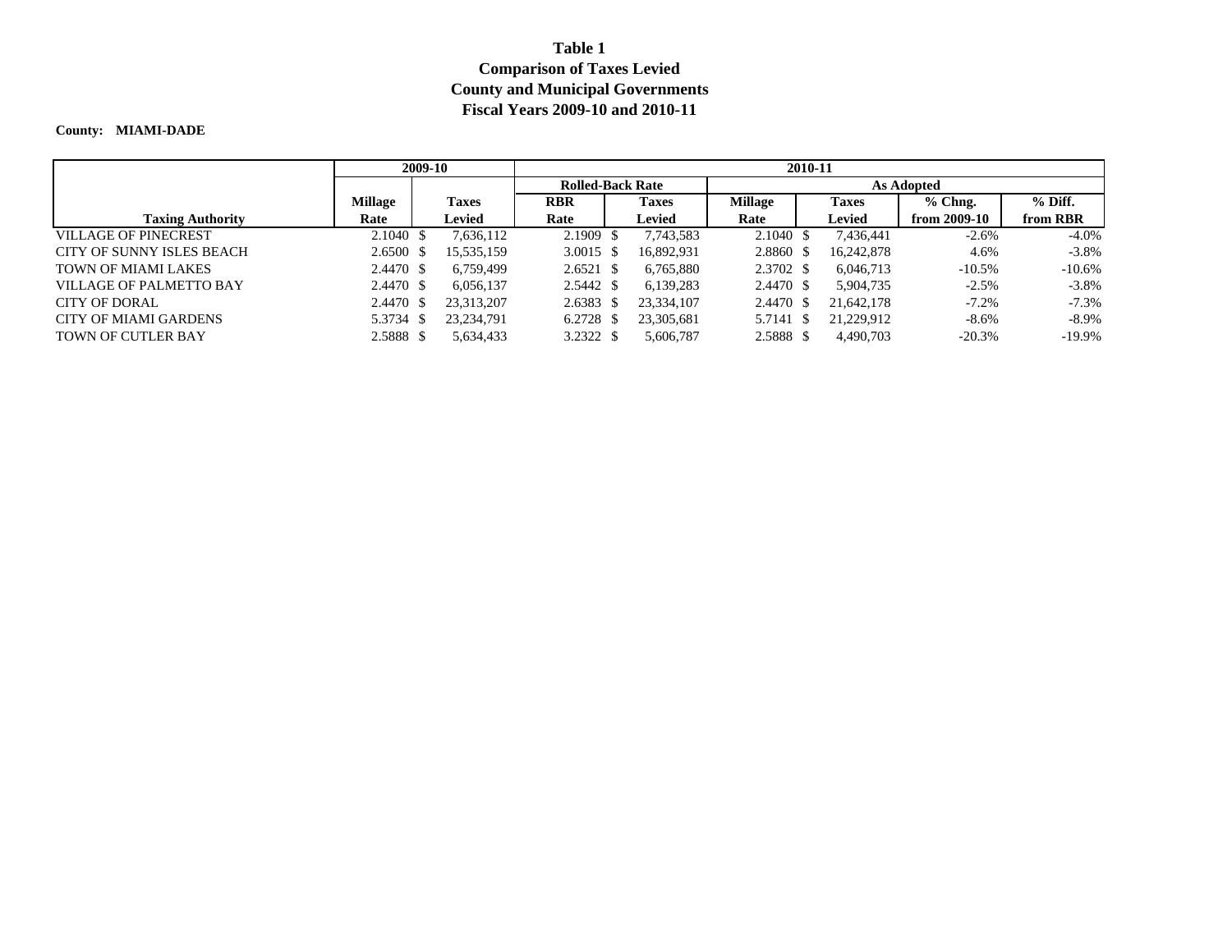# Table 1
## Comparison of Taxes Levied
## County and Municipal Governments
## Fiscal Years 2009-10 and 2010-11

**County: MIAMI-DADE**

| | 2009-10 | | 2010-11 | | | | | |
|---|---|---|---|---|---|---|---|---|
| | | | Rolled-Back Rate | | As Adopted | | | |
| **Taxing Authority** | **Millage Rate** | **Taxes Levied** | **RBR Rate** | **Taxes Levied** | **Millage Rate** | **Taxes Levied** | **% Chng. from 2009-10** | **% Diff. from RBR** |
| VILLAGE OF PINECREST | 2.1040 | $ 7,636,112 | 2.1909 | $ 7,743,583 | 2.1040 | $ 7,436,441 | -2.6% | -4.0% |
| CITY OF SUNNY ISLES BEACH | 2.6500 | $ 15,535,159 | 3.0015 | $ 16,892,931 | 2.8860 | $ 16,242,878 | 4.6% | -3.8% |
| TOWN OF MIAMI LAKES | 2.4470 | $ 6,759,499 | 2.6521 | $ 6,765,880 | 2.3702 | $ 6,046,713 | -10.5% | -10.6% |
| VILLAGE OF PALMETTO BAY | 2.4470 | $ 6,056,137 | 2.5442 | $ 6,139,283 | 2.4470 | $ 5,904,735 | -2.5% | -3.8% |
| CITY OF DORAL | 2.4470 | $ 23,313,207 | 2.6383 | $ 23,334,107 | 2.4470 | $ 21,642,178 | -7.2% | -7.3% |
| CITY OF MIAMI GARDENS | 5.3734 | $ 23,234,791 | 6.2728 | $ 23,305,681 | 5.7141 | $ 21,229,912 | -8.6% | -8.9% |
| TOWN OF CUTLER BAY | 2.5888 | $ 5,634,433 | 3.2322 | $ 5,606,787 | 2.5888 | $ 4,490,703 | -20.3% | -19.9% |